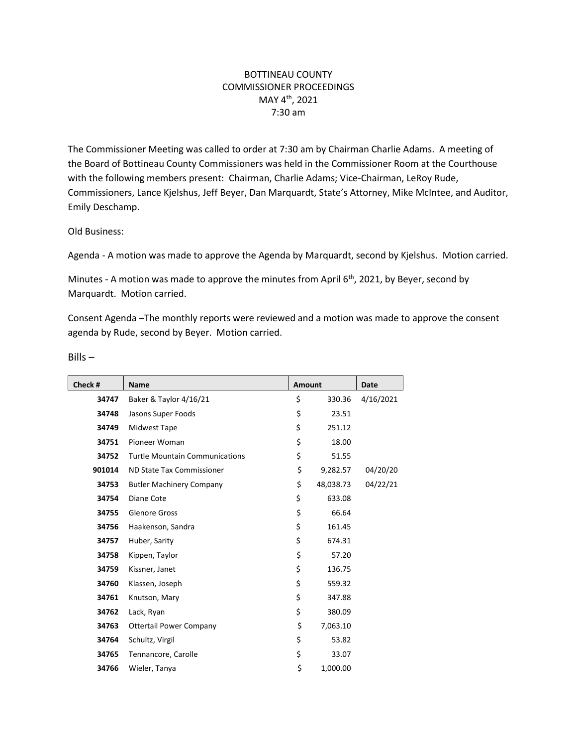BOTTINEAU COUNTY
COMMISSIONER PROCEEDINGS
MAY 4th, 2021
7:30 am

The Commissioner Meeting was called to order at 7:30 am by Chairman Charlie Adams. A meeting of the Board of Bottineau County Commissioners was held in the Commissioner Room at the Courthouse with the following members present: Chairman, Charlie Adams; Vice-Chairman, LeRoy Rude, Commissioners, Lance Kjelshus, Jeff Beyer, Dan Marquardt, State's Attorney, Mike McIntee, and Auditor, Emily Deschamp.

Old Business:

Agenda - A motion was made to approve the Agenda by Marquardt, second by Kjelshus. Motion carried.

Minutes - A motion was made to approve the minutes from April 6th, 2021, by Beyer, second by Marquardt. Motion carried.

Consent Agenda –The monthly reports were reviewed and a motion was made to approve the consent agenda by Rude, second by Beyer. Motion carried.

Bills –

| Check # | Name | Amount | Date |
|---|---|---|---|
| 34747 | Baker & Taylor 4/16/21 | $ 330.36 | 4/16/2021 |
| 34748 | Jasons Super Foods | $ 23.51 | |
| 34749 | Midwest Tape | $ 251.12 | |
| 34751 | Pioneer Woman | $ 18.00 | |
| 34752 | Turtle Mountain Communications | $ 51.55 | |
| 901014 | ND State Tax Commissioner | $ 9,282.57 | 04/20/20 |
| 34753 | Butler Machinery Company | $ 48,038.73 | 04/22/21 |
| 34754 | Diane Cote | $ 633.08 | |
| 34755 | Glenore Gross | $ 66.64 | |
| 34756 | Haakenson, Sandra | $ 161.45 | |
| 34757 | Huber, Sarity | $ 674.31 | |
| 34758 | Kippen, Taylor | $ 57.20 | |
| 34759 | Kissner, Janet | $ 136.75 | |
| 34760 | Klassen, Joseph | $ 559.32 | |
| 34761 | Knutson, Mary | $ 347.88 | |
| 34762 | Lack, Ryan | $ 380.09 | |
| 34763 | Ottertail Power Company | $ 7,063.10 | |
| 34764 | Schultz, Virgil | $ 53.82 | |
| 34765 | Tennancore, Carolle | $ 33.07 | |
| 34766 | Wieler, Tanya | $ 1,000.00 | |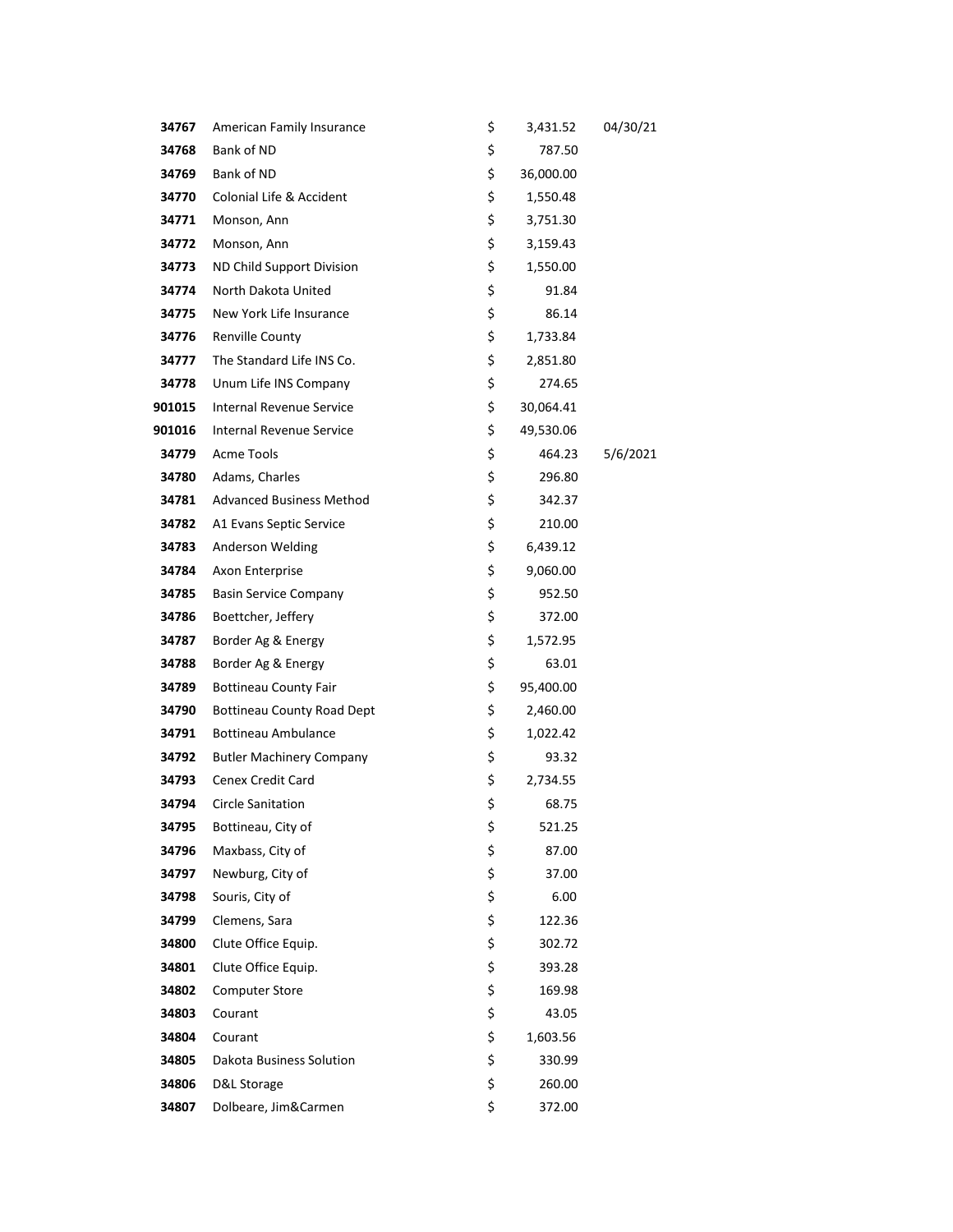| | | | | |
|---|---|---|---|---|
| **34767** | American Family Insurance | $ | 3,431.52 | 04/30/21 |
| **34768** | Bank of ND | $ | 787.50 | |
| **34769** | Bank of ND | $ | 36,000.00 | |
| **34770** | Colonial Life & Accident | $ | 1,550.48 | |
| **34771** | Monson, Ann | $ | 3,751.30 | |
| **34772** | Monson, Ann | $ | 3,159.43 | |
| **34773** | ND Child Support Division | $ | 1,550.00 | |
| **34774** | North Dakota United | $ | 91.84 | |
| **34775** | New York Life Insurance | $ | 86.14 | |
| **34776** | Renville County | $ | 1,733.84 | |
| **34777** | The Standard Life INS Co. | $ | 2,851.80 | |
| **34778** | Unum Life INS Company | $ | 274.65 | |
| **901015** | Internal Revenue Service | $ | 30,064.41 | |
| **901016** | Internal Revenue Service | $ | 49,530.06 | |
| **34779** | Acme Tools | $ | 464.23 | 5/6/2021 |
| **34780** | Adams, Charles | $ | 296.80 | |
| **34781** | Advanced Business Method | $ | 342.37 | |
| **34782** | A1 Evans Septic Service | $ | 210.00 | |
| **34783** | Anderson Welding | $ | 6,439.12 | |
| **34784** | Axon Enterprise | $ | 9,060.00 | |
| **34785** | Basin Service Company | $ | 952.50 | |
| **34786** | Boettcher, Jeffery | $ | 372.00 | |
| **34787** | Border Ag & Energy | $ | 1,572.95 | |
| **34788** | Border Ag & Energy | $ | 63.01 | |
| **34789** | Bottineau County Fair | $ | 95,400.00 | |
| **34790** | Bottineau County Road Dept | $ | 2,460.00 | |
| **34791** | Bottineau Ambulance | $ | 1,022.42 | |
| **34792** | Butler Machinery Company | $ | 93.32 | |
| **34793** | Cenex Credit Card | $ | 2,734.55 | |
| **34794** | Circle Sanitation | $ | 68.75 | |
| **34795** | Bottineau, City of | $ | 521.25 | |
| **34796** | Maxbass, City of | $ | 87.00 | |
| **34797** | Newburg, City of | $ | 37.00 | |
| **34798** | Souris, City of | $ | 6.00 | |
| **34799** | Clemens, Sara | $ | 122.36 | |
| **34800** | Clute Office Equip. | $ | 302.72 | |
| **34801** | Clute Office Equip. | $ | 393.28 | |
| **34802** | Computer Store | $ | 169.98 | |
| **34803** | Courant | $ | 43.05 | |
| **34804** | Courant | $ | 1,603.56 | |
| **34805** | Dakota Business Solution | $ | 330.99 | |
| **34806** | D&L Storage | $ | 260.00 | |
| **34807** | Dolbeare, Jim&Carmen | $ | 372.00 | |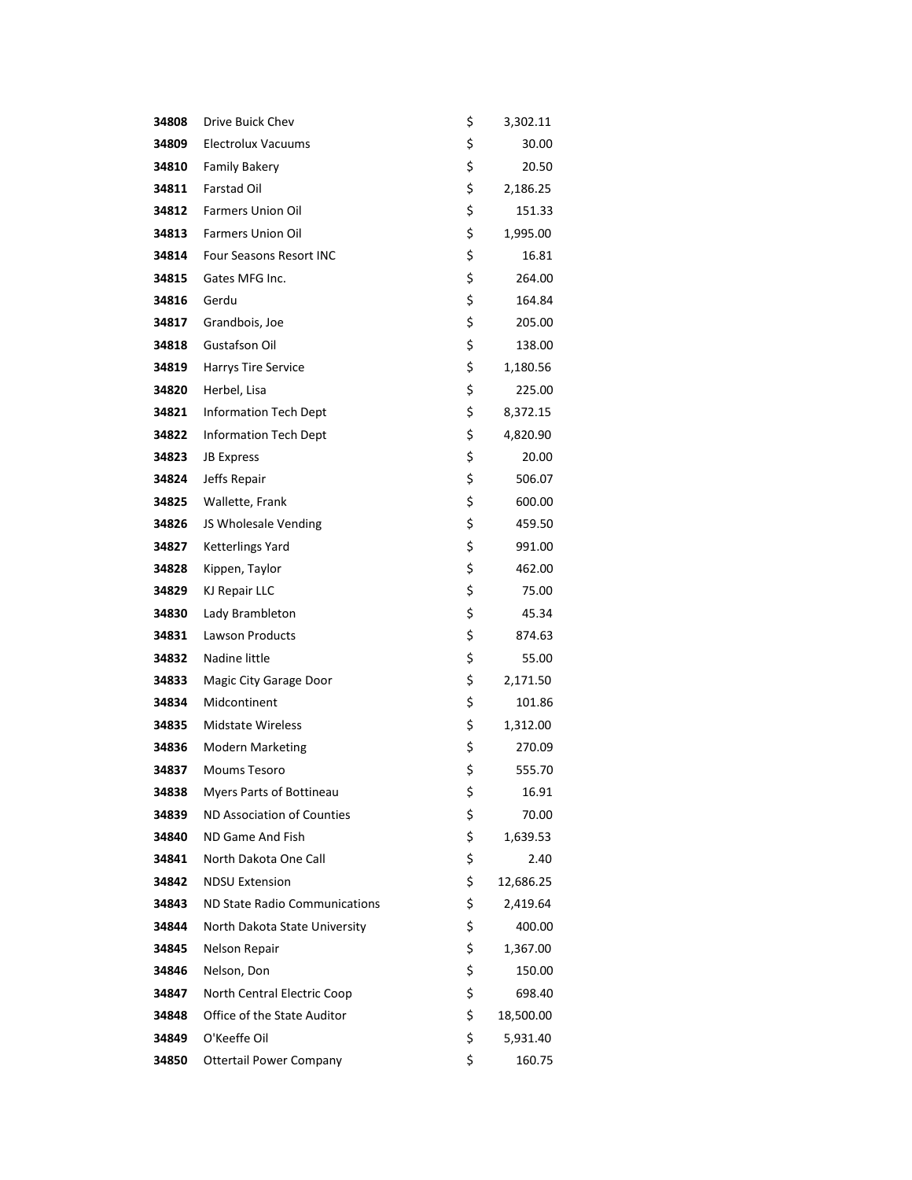| | | | |
|---|---|---|---|
| **34808** | Drive Buick Chev | $ | 3,302.11 |
| **34809** | Electrolux Vacuums | $ | 30.00 |
| **34810** | Family Bakery | $ | 20.50 |
| **34811** | Farstad Oil | $ | 2,186.25 |
| **34812** | Farmers Union Oil | $ | 151.33 |
| **34813** | Farmers Union Oil | $ | 1,995.00 |
| **34814** | Four Seasons Resort INC | $ | 16.81 |
| **34815** | Gates MFG Inc. | $ | 264.00 |
| **34816** | Gerdu | $ | 164.84 |
| **34817** | Grandbois, Joe | $ | 205.00 |
| **34818** | Gustafson Oil | $ | 138.00 |
| **34819** | Harrys Tire Service | $ | 1,180.56 |
| **34820** | Herbel, Lisa | $ | 225.00 |
| **34821** | Information Tech Dept | $ | 8,372.15 |
| **34822** | Information Tech Dept | $ | 4,820.90 |
| **34823** | JB Express | $ | 20.00 |
| **34824** | Jeffs Repair | $ | 506.07 |
| **34825** | Wallette, Frank | $ | 600.00 |
| **34826** | JS Wholesale Vending | $ | 459.50 |
| **34827** | Ketterlings Yard | $ | 991.00 |
| **34828** | Kippen, Taylor | $ | 462.00 |
| **34829** | KJ Repair LLC | $ | 75.00 |
| **34830** | Lady Brambleton | $ | 45.34 |
| **34831** | Lawson Products | $ | 874.63 |
| **34832** | Nadine little | $ | 55.00 |
| **34833** | Magic City Garage Door | $ | 2,171.50 |
| **34834** | Midcontinent | $ | 101.86 |
| **34835** | Midstate Wireless | $ | 1,312.00 |
| **34836** | Modern Marketing | $ | 270.09 |
| **34837** | Moums Tesoro | $ | 555.70 |
| **34838** | Myers Parts of Bottineau | $ | 16.91 |
| **34839** | ND Association of Counties | $ | 70.00 |
| **34840** | ND Game And Fish | $ | 1,639.53 |
| **34841** | North Dakota One Call | $ | 2.40 |
| **34842** | NDSU Extension | $ | 12,686.25 |
| **34843** | ND State Radio Communications | $ | 2,419.64 |
| **34844** | North Dakota State University | $ | 400.00 |
| **34845** | Nelson Repair | $ | 1,367.00 |
| **34846** | Nelson, Don | $ | 150.00 |
| **34847** | North Central Electric Coop | $ | 698.40 |
| **34848** | Office of the State Auditor | $ | 18,500.00 |
| **34849** | O'Keeffe Oil | $ | 5,931.40 |
| **34850** | Ottertail Power Company | $ | 160.75 |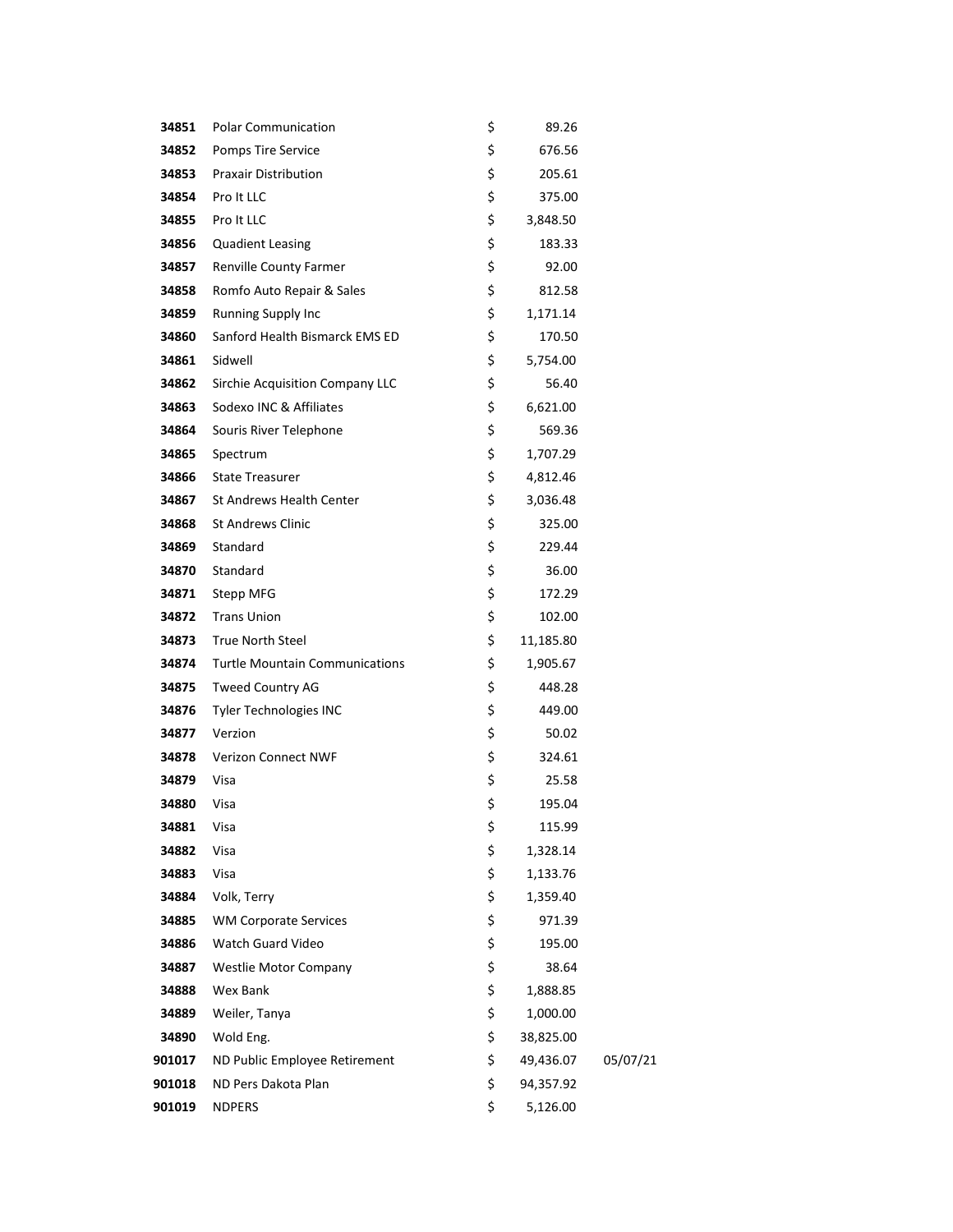| | | | | |
|---|---|---|---|---|
| **34851** | Polar Communication | $ | 89.26 | |
| **34852** | Pomps Tire Service | $ | 676.56 | |
| **34853** | Praxair Distribution | $ | 205.61 | |
| **34854** | Pro It LLC | $ | 375.00 | |
| **34855** | Pro It LLC | $ | 3,848.50 | |
| **34856** | Quadient Leasing | $ | 183.33 | |
| **34857** | Renville County Farmer | $ | 92.00 | |
| **34858** | Romfo Auto Repair & Sales | $ | 812.58 | |
| **34859** | Running Supply Inc | $ | 1,171.14 | |
| **34860** | Sanford Health Bismarck EMS ED | $ | 170.50 | |
| **34861** | Sidwell | $ | 5,754.00 | |
| **34862** | Sirchie Acquisition Company LLC | $ | 56.40 | |
| **34863** | Sodexo INC & Affiliates | $ | 6,621.00 | |
| **34864** | Souris River Telephone | $ | 569.36 | |
| **34865** | Spectrum | $ | 1,707.29 | |
| **34866** | State Treasurer | $ | 4,812.46 | |
| **34867** | St Andrews Health Center | $ | 3,036.48 | |
| **34868** | St Andrews Clinic | $ | 325.00 | |
| **34869** | Standard | $ | 229.44 | |
| **34870** | Standard | $ | 36.00 | |
| **34871** | Stepp MFG | $ | 172.29 | |
| **34872** | Trans Union | $ | 102.00 | |
| **34873** | True North Steel | $ | 11,185.80 | |
| **34874** | Turtle Mountain Communications | $ | 1,905.67 | |
| **34875** | Tweed Country AG | $ | 448.28 | |
| **34876** | Tyler Technologies INC | $ | 449.00 | |
| **34877** | Verzion | $ | 50.02 | |
| **34878** | Verizon Connect NWF | $ | 324.61 | |
| **34879** | Visa | $ | 25.58 | |
| **34880** | Visa | $ | 195.04 | |
| **34881** | Visa | $ | 115.99 | |
| **34882** | Visa | $ | 1,328.14 | |
| **34883** | Visa | $ | 1,133.76 | |
| **34884** | Volk, Terry | $ | 1,359.40 | |
| **34885** | WM Corporate Services | $ | 971.39 | |
| **34886** | Watch Guard Video | $ | 195.00 | |
| **34887** | Westlie Motor Company | $ | 38.64 | |
| **34888** | Wex Bank | $ | 1,888.85 | |
| **34889** | Weiler, Tanya | $ | 1,000.00 | |
| **34890** | Wold Eng. | $ | 38,825.00 | |
| **901017** | ND Public Employee Retirement | $ | 49,436.07 | 05/07/21 |
| **901018** | ND Pers Dakota Plan | $ | 94,357.92 | |
| **901019** | NDPERS | $ | 5,126.00 | |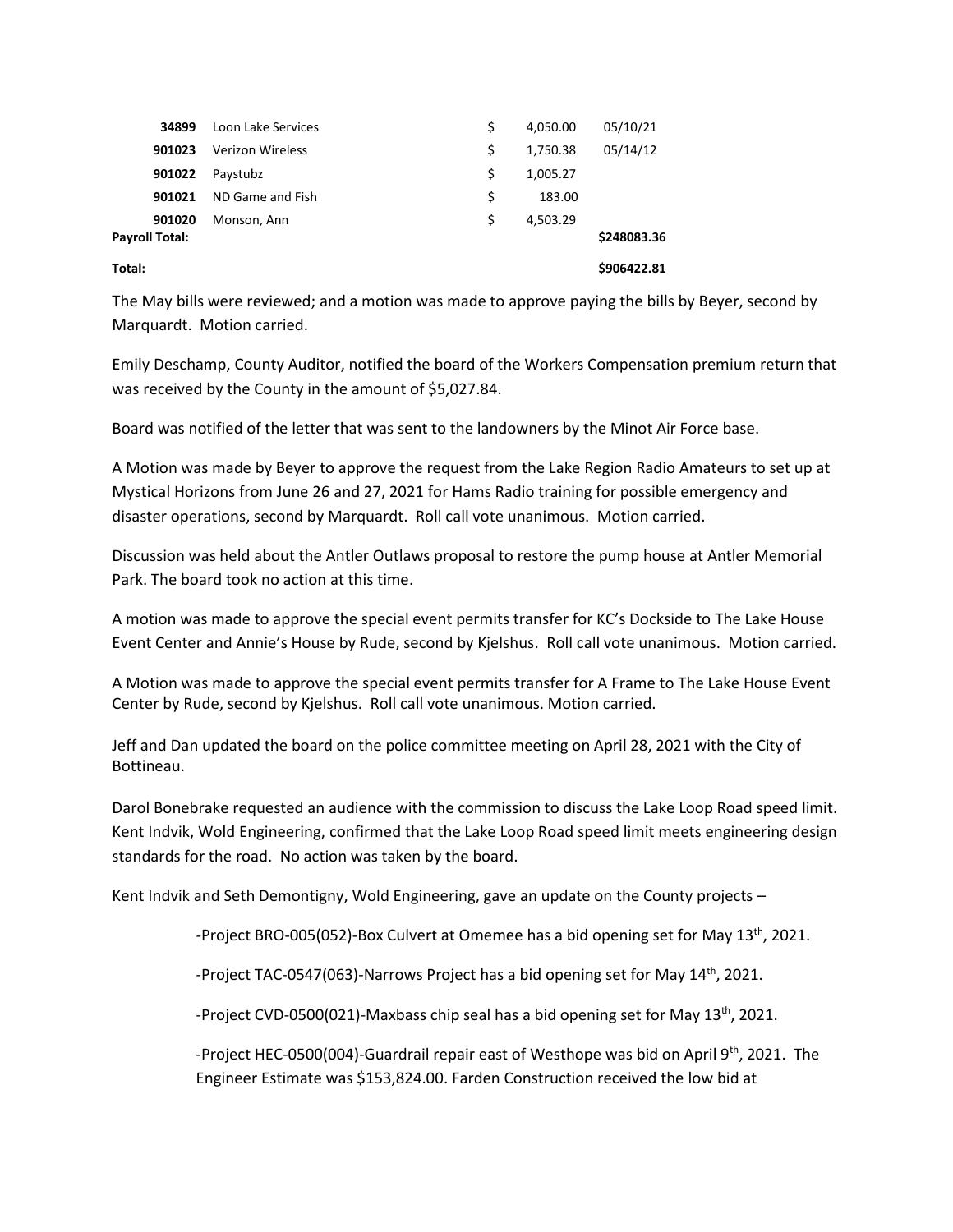| | | | | |
|---|---|---|---|---|
| **34899** | Loon Lake Services | $ | 4,050.00 | 05/10/21 |
| **901023** | Verizon Wireless | $ | 1,750.38 | 05/14/12 |
| **901022** | Paystubz | $ | 1,005.27 | |
| **901021** | ND Game and Fish | $ | 183.00 | |
| **901020** | Monson, Ann | $ | 4,503.29 | |
| **Payroll Total:** | | | | **$248083.36** |
| **Total:** | | | | **$906422.81** |

The May bills were reviewed; and a motion was made to approve paying the bills by Beyer, second by Marquardt. Motion carried.

Emily Deschamp, County Auditor, notified the board of the Workers Compensation premium return that was received by the County in the amount of $5,027.84.

Board was notified of the letter that was sent to the landowners by the Minot Air Force base.

A Motion was made by Beyer to approve the request from the Lake Region Radio Amateurs to set up at Mystical Horizons from June 26 and 27, 2021 for Hams Radio training for possible emergency and disaster operations, second by Marquardt. Roll call vote unanimous. Motion carried.

Discussion was held about the Antler Outlaws proposal to restore the pump house at Antler Memorial Park. The board took no action at this time.

A motion was made to approve the special event permits transfer for KC's Dockside to The Lake House Event Center and Annie's House by Rude, second by Kjelshus. Roll call vote unanimous. Motion carried.

A Motion was made to approve the special event permits transfer for A Frame to The Lake House Event Center by Rude, second by Kjelshus. Roll call vote unanimous. Motion carried.

Jeff and Dan updated the board on the police committee meeting on April 28, 2021 with the City of Bottineau.

Darol Bonebrake requested an audience with the commission to discuss the Lake Loop Road speed limit. Kent Indvik, Wold Engineering, confirmed that the Lake Loop Road speed limit meets engineering design standards for the road. No action was taken by the board.

Kent Indvik and Seth Demontigny, Wold Engineering, gave an update on the County projects –

-Project BRO-005(052)-Box Culvert at Omemee has a bid opening set for May 13th, 2021.

-Project TAC-0547(063)-Narrows Project has a bid opening set for May 14th, 2021.

-Project CVD-0500(021)-Maxbass chip seal has a bid opening set for May 13th, 2021.

-Project HEC-0500(004)-Guardrail repair east of Westhope was bid on April 9th, 2021. The Engineer Estimate was $153,824.00. Farden Construction received the low bid at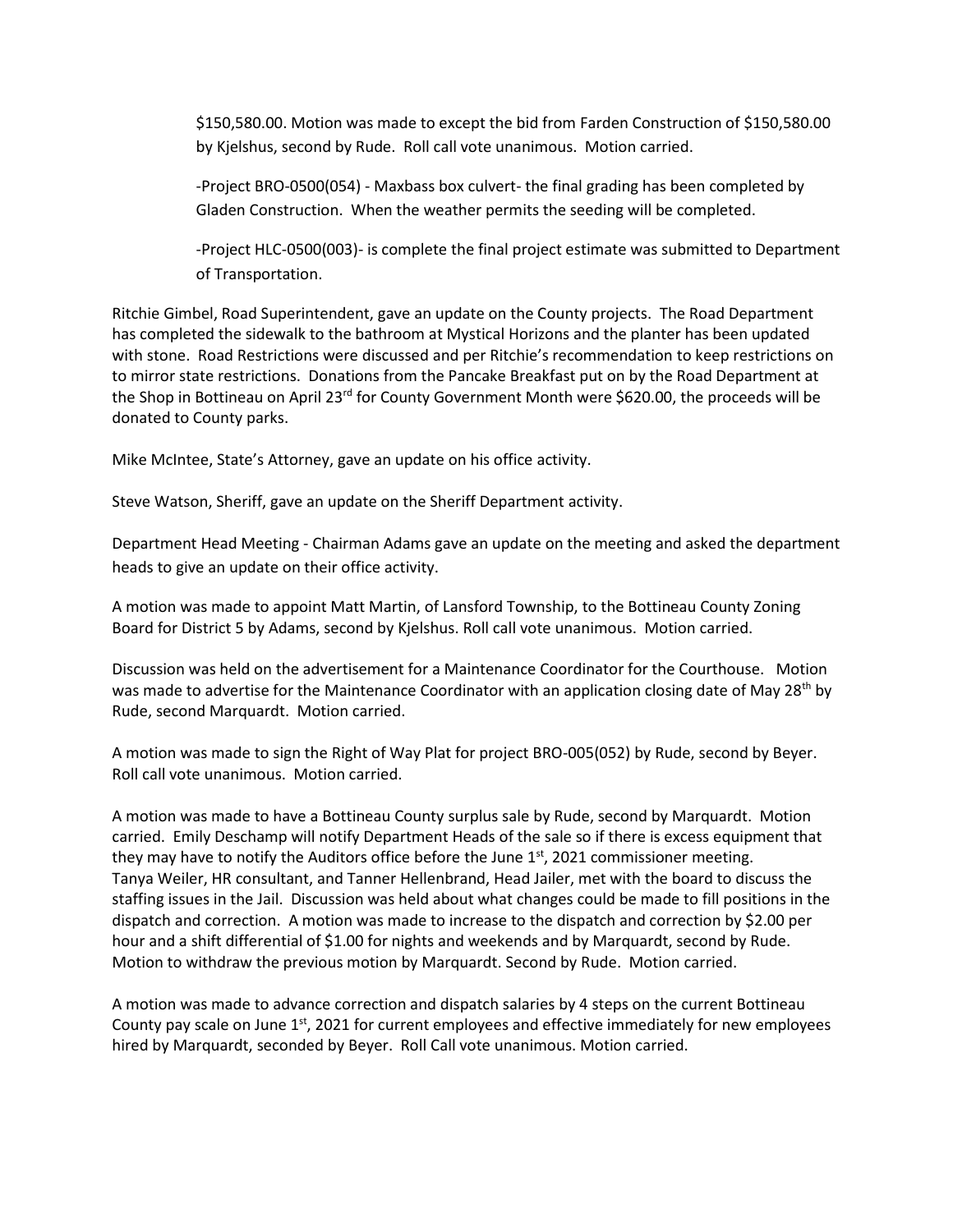$150,580.00. Motion was made to except the bid from Farden Construction of $150,580.00 by Kjelshus, second by Rude. Roll call vote unanimous. Motion carried.

-Project BRO-0500(054) - Maxbass box culvert- the final grading has been completed by Gladen Construction. When the weather permits the seeding will be completed.

-Project HLC-0500(003)- is complete the final project estimate was submitted to Department of Transportation.

Ritchie Gimbel, Road Superintendent, gave an update on the County projects. The Road Department has completed the sidewalk to the bathroom at Mystical Horizons and the planter has been updated with stone. Road Restrictions were discussed and per Ritchie's recommendation to keep restrictions on to mirror state restrictions. Donations from the Pancake Breakfast put on by the Road Department at the Shop in Bottineau on April 23rd for County Government Month were $620.00, the proceeds will be donated to County parks.

Mike McIntee, State's Attorney, gave an update on his office activity.

Steve Watson, Sheriff, gave an update on the Sheriff Department activity.

Department Head Meeting - Chairman Adams gave an update on the meeting and asked the department heads to give an update on their office activity.

A motion was made to appoint Matt Martin, of Lansford Township, to the Bottineau County Zoning Board for District 5 by Adams, second by Kjelshus. Roll call vote unanimous. Motion carried.

Discussion was held on the advertisement for a Maintenance Coordinator for the Courthouse. Motion was made to advertise for the Maintenance Coordinator with an application closing date of May 28th by Rude, second Marquardt. Motion carried.

A motion was made to sign the Right of Way Plat for project BRO-005(052) by Rude, second by Beyer. Roll call vote unanimous. Motion carried.

A motion was made to have a Bottineau County surplus sale by Rude, second by Marquardt. Motion carried. Emily Deschamp will notify Department Heads of the sale so if there is excess equipment that they may have to notify the Auditors office before the June 1st, 2021 commissioner meeting. Tanya Weiler, HR consultant, and Tanner Hellenbrand, Head Jailer, met with the board to discuss the staffing issues in the Jail. Discussion was held about what changes could be made to fill positions in the dispatch and correction. A motion was made to increase to the dispatch and correction by $2.00 per hour and a shift differential of $1.00 for nights and weekends and by Marquardt, second by Rude. Motion to withdraw the previous motion by Marquardt. Second by Rude. Motion carried.

A motion was made to advance correction and dispatch salaries by 4 steps on the current Bottineau County pay scale on June 1st, 2021 for current employees and effective immediately for new employees hired by Marquardt, seconded by Beyer. Roll Call vote unanimous. Motion carried.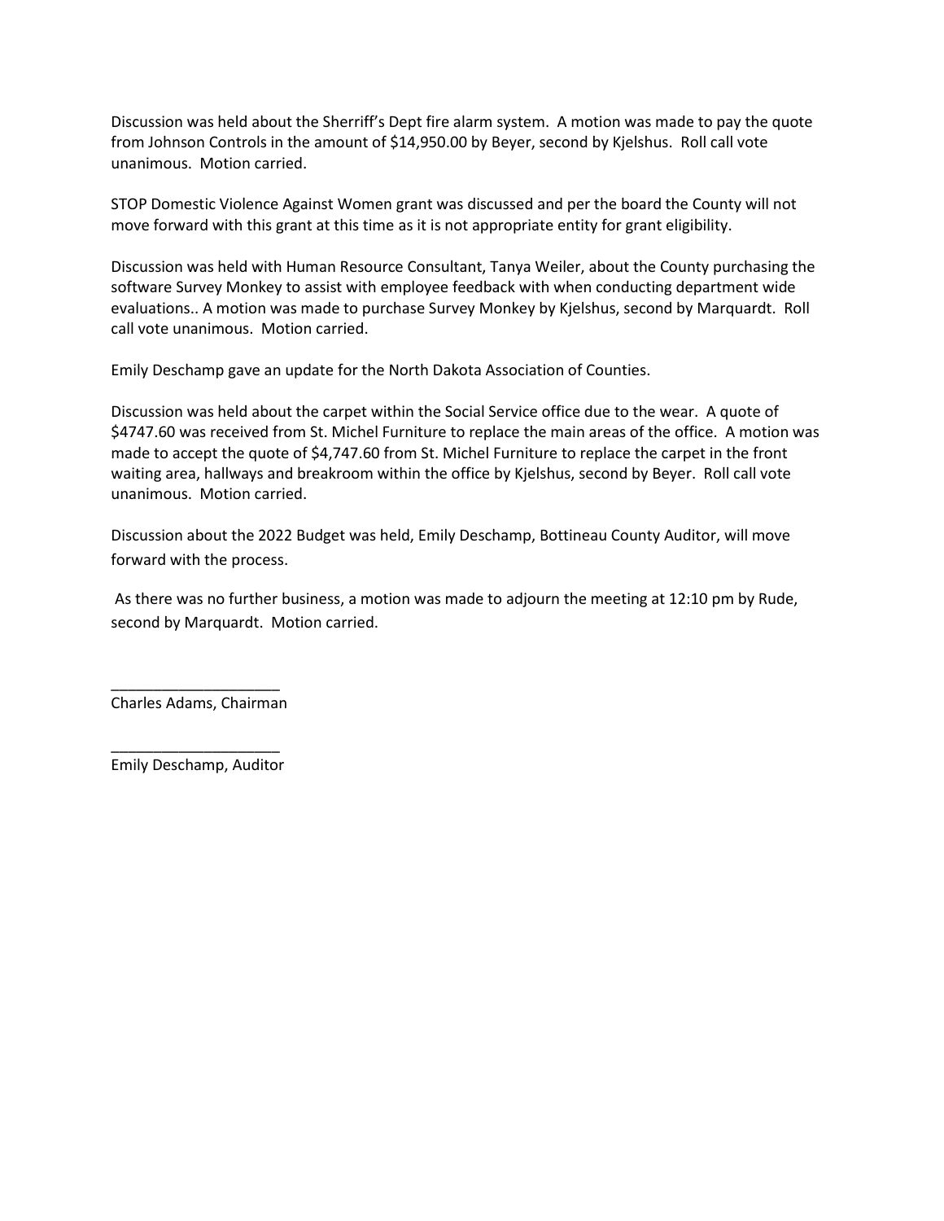Discussion was held about the Sherriff's Dept fire alarm system. A motion was made to pay the quote from Johnson Controls in the amount of $14,950.00 by Beyer, second by Kjelshus. Roll call vote unanimous. Motion carried.

STOP Domestic Violence Against Women grant was discussed and per the board the County will not move forward with this grant at this time as it is not appropriate entity for grant eligibility.

Discussion was held with Human Resource Consultant, Tanya Weiler, about the County purchasing the software Survey Monkey to assist with employee feedback with when conducting department wide evaluations.. A motion was made to purchase Survey Monkey by Kjelshus, second by Marquardt. Roll call vote unanimous. Motion carried.

Emily Deschamp gave an update for the North Dakota Association of Counties.

Discussion was held about the carpet within the Social Service office due to the wear. A quote of $4747.60 was received from St. Michel Furniture to replace the main areas of the office. A motion was made to accept the quote of $4,747.60 from St. Michel Furniture to replace the carpet in the front waiting area, hallways and breakroom within the office by Kjelshus, second by Beyer. Roll call vote unanimous. Motion carried.

Discussion about the 2022 Budget was held, Emily Deschamp, Bottineau County Auditor, will move forward with the process.

As there was no further business, a motion was made to adjourn the meeting at 12:10 pm by Rude, second by Marquardt. Motion carried.

____________________
Charles Adams, Chairman

____________________
Emily Deschamp, Auditor